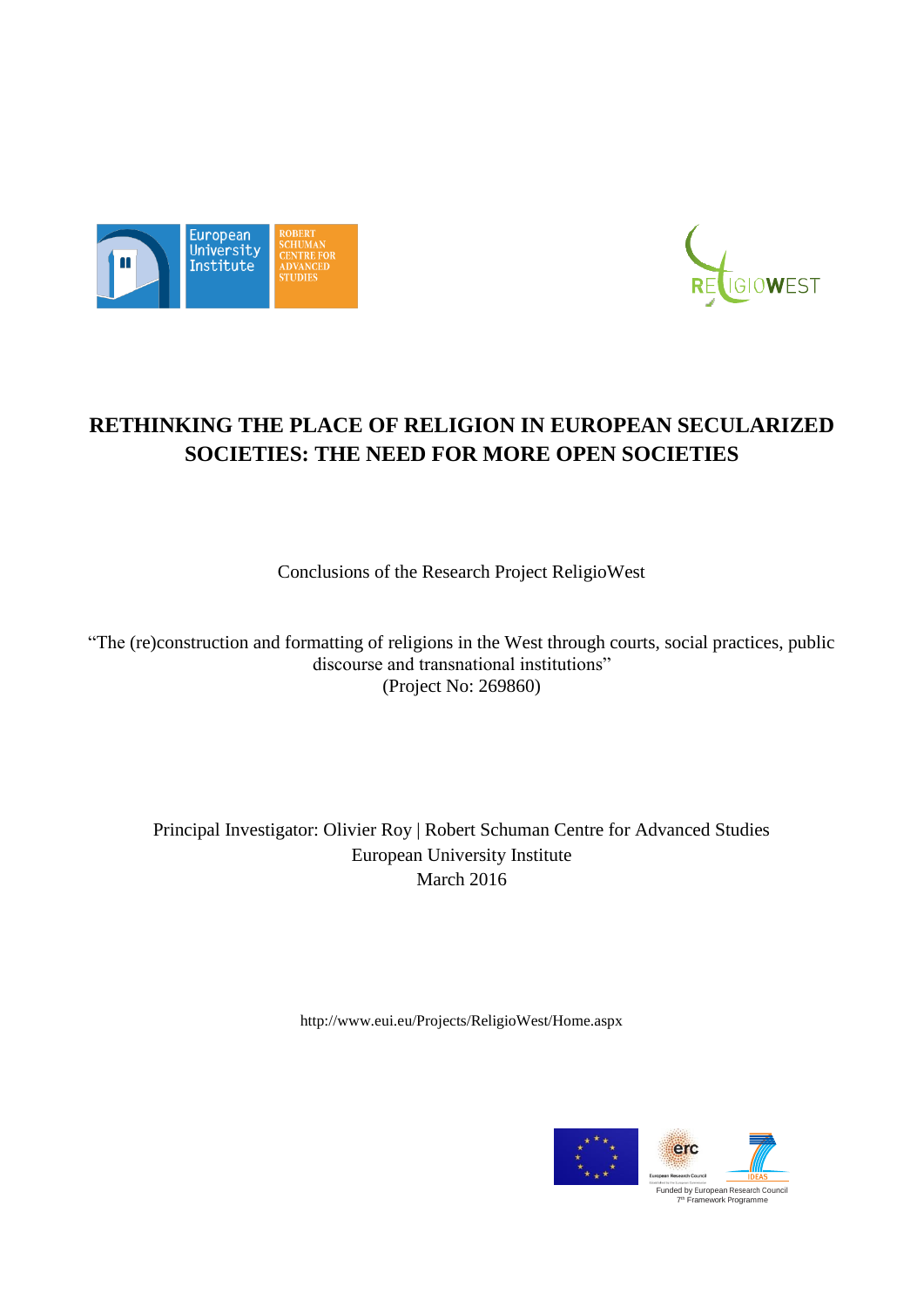# RETHINKING THE PLACE OF RELIGION IN EUROPEAN SECULARIZED SOCIETIES: THE NEED FOR MORE OPEN SOCIETIES

Conclusions of the Research Project ReligioWest

"The (re)construction and formatting of religions in the West through courts, social practices, public discourse and transnational institutions"
(Project No: 269860)

Principal Investigator: Olivier Roy | Robert Schuman Centre for Advanced Studies
European University Institute
March 2016

http://www.eui.eu/Projects/ReligioWest/Home.aspx

Funded by European Research Council
7th Framework Programme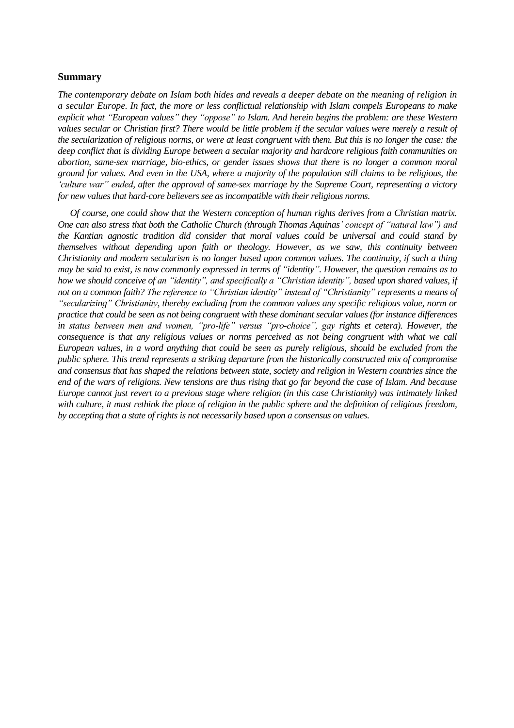## Summary

*The contemporary debate on Islam both hides and reveals a deeper debate on the meaning of religion in a secular Europe. In fact, the more or less conflictual relationship with Islam compels Europeans to make explicit what "European values" they "oppose" to Islam. And herein begins the problem: are these Western values secular or Christian first? There would be little problem if the secular values were merely a result of the secularization of religious norms, or were at least congruent with them. But this is no longer the case: the deep conflict that is dividing Europe between a secular majority and hardcore religious faith communities on abortion, same-sex marriage, bio-ethics, or gender issues shows that there is no longer a common moral ground for values. And even in the USA, where a majority of the population still claims to be religious, the 'culture war" ended, after the approval of same-sex marriage by the Supreme Court, representing a victory for new values that hard-core believers see as incompatible with their religious norms.*

*Of course, one could show that the Western conception of human rights derives from a Christian matrix. One can also stress that both the Catholic Church (through Thomas Aquinas' concept of "natural law") and the Kantian agnostic tradition did consider that moral values could be universal and could stand by themselves without depending upon faith or theology. However, as we saw, this continuity between Christianity and modern secularism is no longer based upon common values. The continuity, if such a thing may be said to exist, is now commonly expressed in terms of "identity". However, the question remains as to how we should conceive of an "identity", and specifically a "Christian identity", based upon shared values, if not on a common faith? The reference to "Christian identity" instead of "Christianity" represents a means of "secularizing" Christianity, thereby excluding from the common values any specific religious value, norm or practice that could be seen as not being congruent with these dominant secular values (for instance differences in status between men and women, "pro-life" versus "pro-choice", gay rights et cetera). However, the consequence is that any religious values or norms perceived as not being congruent with what we call European values, in a word anything that could be seen as purely religious, should be excluded from the public sphere. This trend represents a striking departure from the historically constructed mix of compromise and consensus that has shaped the relations between state, society and religion in Western countries since the end of the wars of religions. New tensions are thus rising that go far beyond the case of Islam. And because Europe cannot just revert to a previous stage where religion (in this case Christianity) was intimately linked with culture, it must rethink the place of religion in the public sphere and the definition of religious freedom, by accepting that a state of rights is not necessarily based upon a consensus on values.*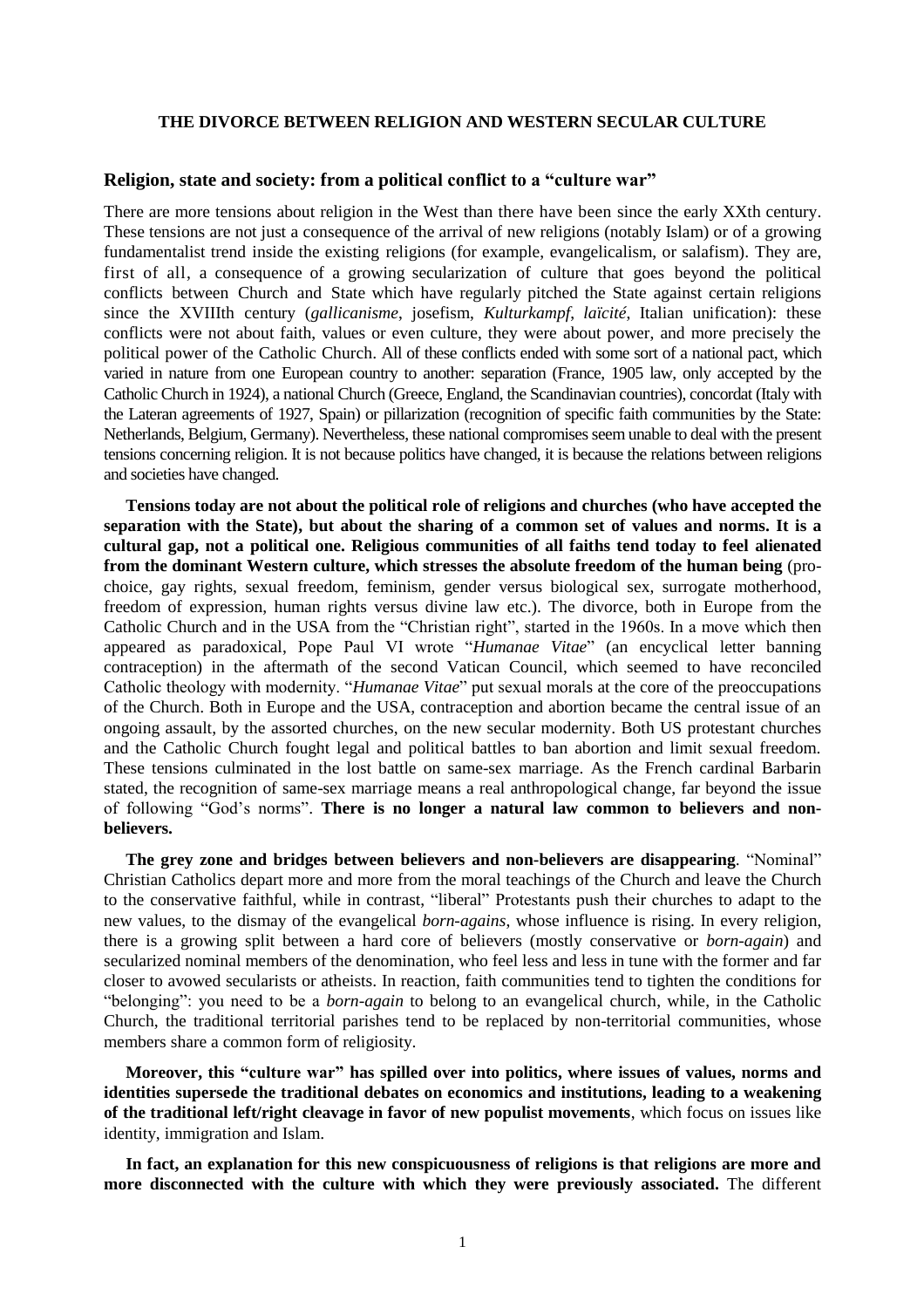**THE DIVORCE BETWEEN RELIGION AND WESTERN SECULAR CULTURE**

## Religion, state and society: from a political conflict to a "culture war"

There are more tensions about religion in the West than there have been since the early XXth century. These tensions are not just a consequence of the arrival of new religions (notably Islam) or of a growing fundamentalist trend inside the existing religions (for example, evangelicalism, or salafism). They are, first of all, a consequence of a growing secularization of culture that goes beyond the political conflicts between Church and State which have regularly pitched the State against certain religions since the XVIIIth century (*gallicanisme*, josefism, *Kulturkampf*, *laïcité*, Italian unification): these conflicts were not about faith, values or even culture, they were about power, and more precisely the political power of the Catholic Church. All of these conflicts ended with some sort of a national pact, which varied in nature from one European country to another: separation (France, 1905 law, only accepted by the Catholic Church in 1924), a national Church (Greece, England, the Scandinavian countries), concordat (Italy with the Lateran agreements of 1927, Spain) or pillarization (recognition of specific faith communities by the State: Netherlands, Belgium, Germany). Nevertheless, these national compromises seem unable to deal with the present tensions concerning religion. It is not because politics have changed, it is because the relations between religions and societies have changed.

**Tensions today are not about the political role of religions and churches (who have accepted the separation with the State), but about the sharing of a common set of values and norms. It is a cultural gap, not a political one. Religious communities of all faiths tend today to feel alienated from the dominant Western culture, which stresses the absolute freedom of the human being** (pro-choice, gay rights, sexual freedom, feminism, gender versus biological sex, surrogate motherhood, freedom of expression, human rights versus divine law etc.). The divorce, both in Europe from the Catholic Church and in the USA from the "Christian right", started in the 1960s. In a move which then appeared as paradoxical, Pope Paul VI wrote "*Humanae Vitae*" (an encyclical letter banning contraception) in the aftermath of the second Vatican Council, which seemed to have reconciled Catholic theology with modernity. "*Humanae Vitae*" put sexual morals at the core of the preoccupations of the Church. Both in Europe and the USA, contraception and abortion became the central issue of an ongoing assault, by the assorted churches, on the new secular modernity. Both US protestant churches and the Catholic Church fought legal and political battles to ban abortion and limit sexual freedom. These tensions culminated in the lost battle on same-sex marriage. As the French cardinal Barbarin stated, the recognition of same-sex marriage means a real anthropological change, far beyond the issue of following "God's norms". **There is no longer a natural law common to believers and non-believers.**

**The grey zone and bridges between believers and non-believers are disappearing**. "Nominal" Christian Catholics depart more and more from the moral teachings of the Church and leave the Church to the conservative faithful, while in contrast, "liberal" Protestants push their churches to adapt to the new values, to the dismay of the evangelical *born-agains*, whose influence is rising. In every religion, there is a growing split between a hard core of believers (mostly conservative or *born-again*) and secularized nominal members of the denomination, who feel less and less in tune with the former and far closer to avowed secularists or atheists. In reaction, faith communities tend to tighten the conditions for "belonging": you need to be a *born-again* to belong to an evangelical church, while, in the Catholic Church, the traditional territorial parishes tend to be replaced by non-territorial communities, whose members share a common form of religiosity.

**Moreover, this "culture war" has spilled over into politics, where issues of values, norms and identities supersede the traditional debates on economics and institutions, leading to a weakening of the traditional left/right cleavage in favor of new populist movements**, which focus on issues like identity, immigration and Islam.

**In fact, an explanation for this new conspicuousness of religions is that religions are more and more disconnected with the culture with which they were previously associated.** The different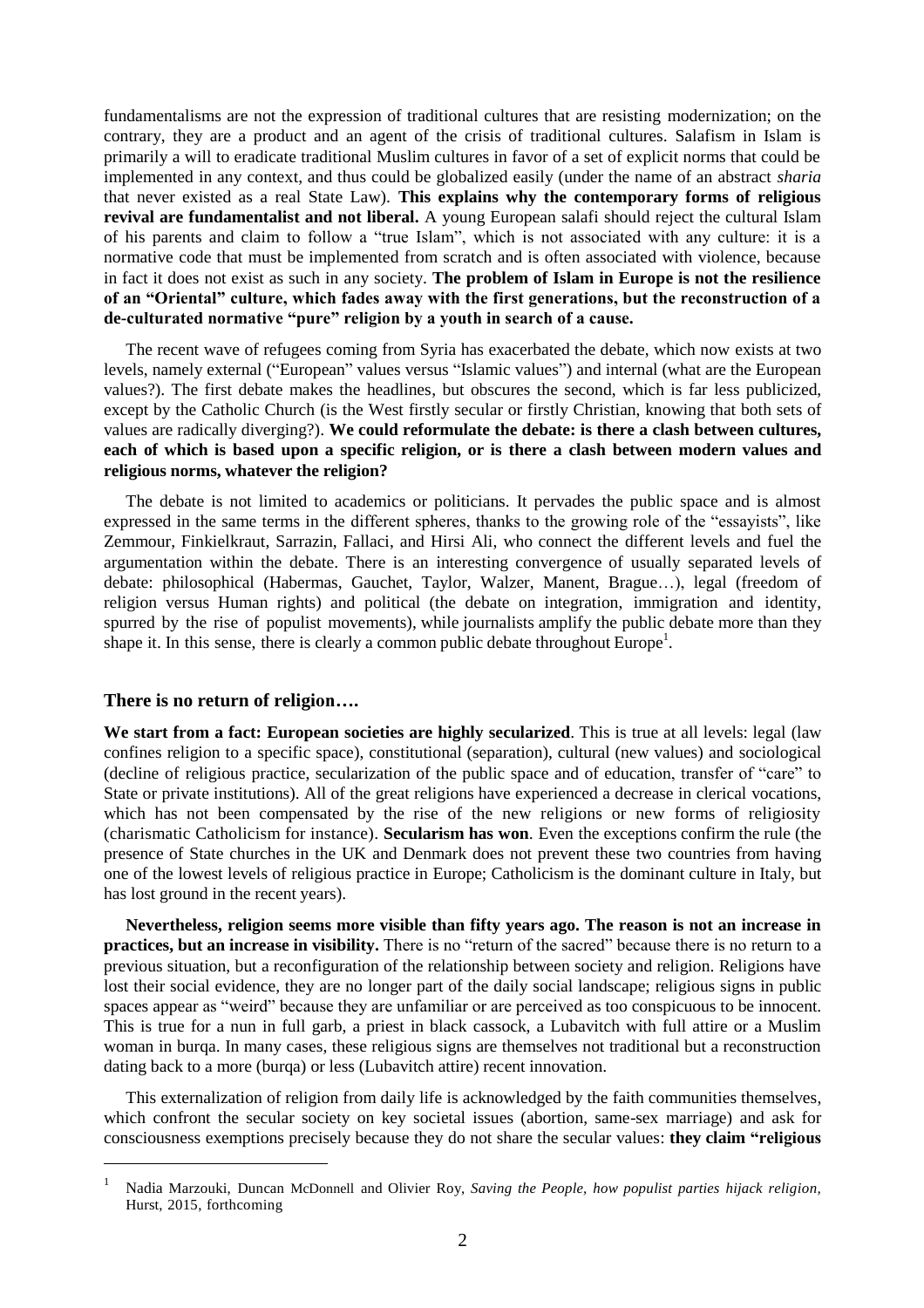fundamentalisms are not the expression of traditional cultures that are resisting modernization; on the contrary, they are a product and an agent of the crisis of traditional cultures. Salafism in Islam is primarily a will to eradicate traditional Muslim cultures in favor of a set of explicit norms that could be implemented in any context, and thus could be globalized easily (under the name of an abstract *sharia* that never existed as a real State Law). **This explains why the contemporary forms of religious revival are fundamentalist and not liberal.** A young European salafi should reject the cultural Islam of his parents and claim to follow a "true Islam", which is not associated with any culture: it is a normative code that must be implemented from scratch and is often associated with violence, because in fact it does not exist as such in any society. **The problem of Islam in Europe is not the resilience of an "Oriental" culture, which fades away with the first generations, but the reconstruction of a de-culturated normative "pure" religion by a youth in search of a cause.**

The recent wave of refugees coming from Syria has exacerbated the debate, which now exists at two levels, namely external ("European" values versus "Islamic values") and internal (what are the European values?). The first debate makes the headlines, but obscures the second, which is far less publicized, except by the Catholic Church (is the West firstly secular or firstly Christian, knowing that both sets of values are radically diverging?). **We could reformulate the debate: is there a clash between cultures, each of which is based upon a specific religion, or is there a clash between modern values and religious norms, whatever the religion?**

The debate is not limited to academics or politicians. It pervades the public space and is almost expressed in the same terms in the different spheres, thanks to the growing role of the "essayists", like Zemmour, Finkielkraut, Sarrazin, Fallaci, and Hirsi Ali, who connect the different levels and fuel the argumentation within the debate. There is an interesting convergence of usually separated levels of debate: philosophical (Habermas, Gauchet, Taylor, Walzer, Manent, Brague…), legal (freedom of religion versus Human rights) and political (the debate on integration, immigration and identity, spurred by the rise of populist movements), while journalists amplify the public debate more than they shape it. In this sense, there is clearly a common public debate throughout Europe[1].

## There is no return of religion….

**We start from a fact: European societies are highly secularized**. This is true at all levels: legal (law confines religion to a specific space), constitutional (separation), cultural (new values) and sociological (decline of religious practice, secularization of the public space and of education, transfer of "care" to State or private institutions). All of the great religions have experienced a decrease in clerical vocations, which has not been compensated by the rise of the new religions or new forms of religiosity (charismatic Catholicism for instance). **Secularism has won**. Even the exceptions confirm the rule (the presence of State churches in the UK and Denmark does not prevent these two countries from having one of the lowest levels of religious practice in Europe; Catholicism is the dominant culture in Italy, but has lost ground in the recent years).

**Nevertheless, religion seems more visible than fifty years ago. The reason is not an increase in practices, but an increase in visibility.** There is no "return of the sacred" because there is no return to a previous situation, but a reconfiguration of the relationship between society and religion. Religions have lost their social evidence, they are no longer part of the daily social landscape; religious signs in public spaces appear as "weird" because they are unfamiliar or are perceived as too conspicuous to be innocent. This is true for a nun in full garb, a priest in black cassock, a Lubavitch with full attire or a Muslim woman in burqa. In many cases, these religious signs are themselves not traditional but a reconstruction dating back to a more (burqa) or less (Lubavitch attire) recent innovation.

This externalization of religion from daily life is acknowledged by the faith communities themselves, which confront the secular society on key societal issues (abortion, same-sex marriage) and ask for consciousness exemptions precisely because they do not share the secular values: **they claim "religious**

---

[1] Nadia Marzouki, Duncan McDonnell and Olivier Roy, *Saving the People, how populist parties hijack religion*, Hurst, 2015, forthcoming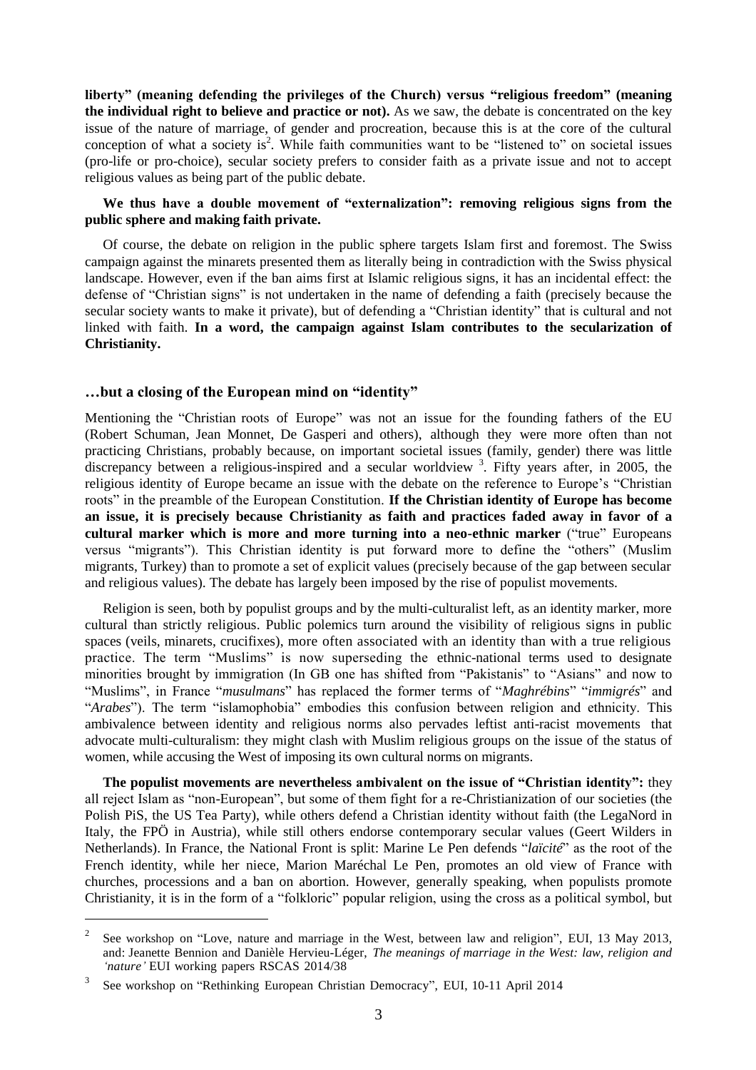**liberty" (meaning defending the privileges of the Church) versus "religious freedom" (meaning the individual right to believe and practice or not).** As we saw, the debate is concentrated on the key issue of the nature of marriage, of gender and procreation, because this is at the core of the cultural conception of what a society is[2]. While faith communities want to be "listened to" on societal issues (pro-life or pro-choice), secular society prefers to consider faith as a private issue and not to accept religious values as being part of the public debate.

**We thus have a double movement of "externalization": removing religious signs from the public sphere and making faith private.**

Of course, the debate on religion in the public sphere targets Islam first and foremost. The Swiss campaign against the minarets presented them as literally being in contradiction with the Swiss physical landscape. However, even if the ban aims first at Islamic religious signs, it has an incidental effect: the defense of "Christian signs" is not undertaken in the name of defending a faith (precisely because the secular society wants to make it private), but of defending a "Christian identity" that is cultural and not linked with faith. **In a word, the campaign against Islam contributes to the secularization of Christianity.**

## …but a closing of the European mind on "identity"

Mentioning the "Christian roots of Europe" was not an issue for the founding fathers of the EU (Robert Schuman, Jean Monnet, De Gasperi and others), although they were more often than not practicing Christians, probably because, on important societal issues (family, gender) there was little discrepancy between a religious-inspired and a secular worldview [3]. Fifty years after, in 2005, the religious identity of Europe became an issue with the debate on the reference to Europe's "Christian roots" in the preamble of the European Constitution. **If the Christian identity of Europe has become an issue, it is precisely because Christianity as faith and practices faded away in favor of a cultural marker which is more and more turning into a neo-ethnic marker** ("true" Europeans versus "migrants"). This Christian identity is put forward more to define the "others" (Muslim migrants, Turkey) than to promote a set of explicit values (precisely because of the gap between secular and religious values). The debate has largely been imposed by the rise of populist movements.

Religion is seen, both by populist groups and by the multi-culturalist left, as an identity marker, more cultural than strictly religious. Public polemics turn around the visibility of religious signs in public spaces (veils, minarets, crucifixes), more often associated with an identity than with a true religious practice. The term "Muslims" is now superseding the ethnic-national terms used to designate minorities brought by immigration (In GB one has shifted from "Pakistanis" to "Asians" and now to "Muslims", in France "*musulmans*" has replaced the former terms of "*Maghrébins*" "*immigrés*" and "*Arabes*"). The term "islamophobia" embodies this confusion between religion and ethnicity. This ambivalence between identity and religious norms also pervades leftist anti-racist movements that advocate multi-culturalism: they might clash with Muslim religious groups on the issue of the status of women, while accusing the West of imposing its own cultural norms on migrants.

**The populist movements are nevertheless ambivalent on the issue of "Christian identity":** they all reject Islam as "non-European", but some of them fight for a re-Christianization of our societies (the Polish PiS, the US Tea Party), while others defend a Christian identity without faith (the LegaNord in Italy, the FPÖ in Austria), while still others endorse contemporary secular values (Geert Wilders in Netherlands). In France, the National Front is split: Marine Le Pen defends "*laïcité*" as the root of the French identity, while her niece, Marion Maréchal Le Pen, promotes an old view of France with churches, processions and a ban on abortion. However, generally speaking, when populists promote Christianity, it is in the form of a "folkloric" popular religion, using the cross as a political symbol, but

---

[2] See workshop on "Love, nature and marriage in the West, between law and religion", EUI, 13 May 2013, and: Jeanette Bennion and Danièle Hervieu-Léger, *The meanings of marriage in the West: law, religion and 'nature'* EUI working papers RSCAS 2014/38

[3] See workshop on "Rethinking European Christian Democracy", EUI, 10-11 April 2014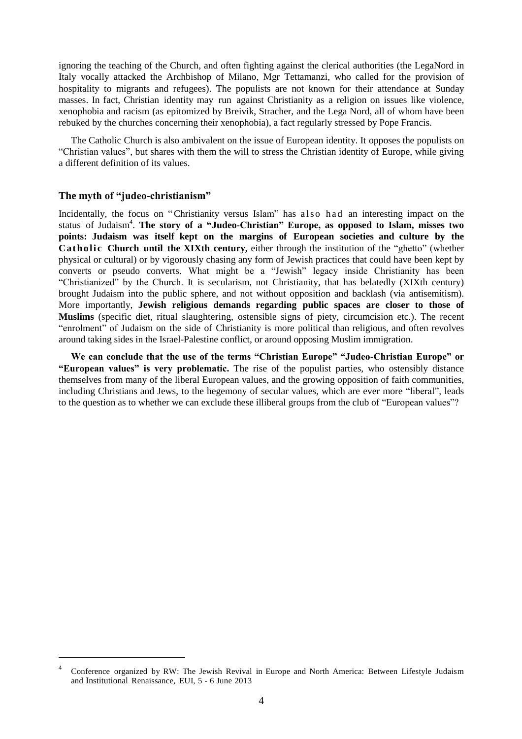ignoring the teaching of the Church, and often fighting against the clerical authorities (the LegaNord in Italy vocally attacked the Archbishop of Milano, Mgr Tettamanzi, who called for the provision of hospitality to migrants and refugees). The populists are not known for their attendance at Sunday masses. In fact, Christian identity may run against Christianity as a religion on issues like violence, xenophobia and racism (as epitomized by Breivik, Stracher, and the Lega Nord, all of whom have been rebuked by the churches concerning their xenophobia), a fact regularly stressed by Pope Francis.

The Catholic Church is also ambivalent on the issue of European identity. It opposes the populists on "Christian values", but shares with them the will to stress the Christian identity of Europe, while giving a different definition of its values.

### The myth of "judeo-christianism"

Incidentally, the focus on "Christianity versus Islam" has also had an interesting impact on the status of Judaism[4]. **The story of a "Judeo-Christian" Europe, as opposed to Islam, misses two points: Judaism was itself kept on the margins of European societies and culture by the Catholic Church until the XIXth century,** either through the institution of the "ghetto" (whether physical or cultural) or by vigorously chasing any form of Jewish practices that could have been kept by converts or pseudo converts. What might be a "Jewish" legacy inside Christianity has been "Christianized" by the Church. It is secularism, not Christianity, that has belatedly (XIXth century) brought Judaism into the public sphere, and not without opposition and backlash (via antisemitism). More importantly, **Jewish religious demands regarding public spaces are closer to those of Muslims** (specific diet, ritual slaughtering, ostensible signs of piety, circumcision etc.). The recent "enrolment" of Judaism on the side of Christianity is more political than religious, and often revolves around taking sides in the Israel-Palestine conflict, or around opposing Muslim immigration.

**We can conclude that the use of the terms "Christian Europe" "Judeo-Christian Europe" or "European values" is very problematic.** The rise of the populist parties, who ostensibly distance themselves from many of the liberal European values, and the growing opposition of faith communities, including Christians and Jews, to the hegemony of secular values, which are ever more "liberal", leads to the question as to whether we can exclude these illiberal groups from the club of "European values"?

---

[4] Conference organized by RW: The Jewish Revival in Europe and North America: Between Lifestyle Judaism and Institutional Renaissance, EUI, 5 - 6 June 2013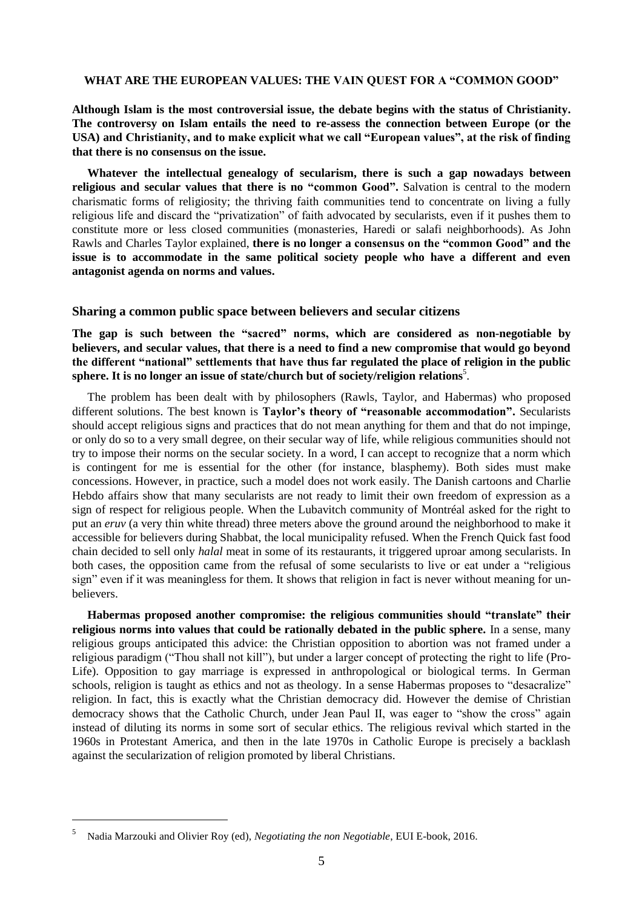## WHAT ARE THE EUROPEAN VALUES: THE VAIN QUEST FOR A "COMMON GOOD"

**Although Islam is the most controversial issue, the debate begins with the status of Christianity. The controversy on Islam entails the need to re-assess the connection between Europe (or the USA) and Christianity, and to make explicit what we call "European values", at the risk of finding that there is no consensus on the issue.**

**Whatever the intellectual genealogy of secularism, there is such a gap nowadays between religious and secular values that there is no "common Good".** Salvation is central to the modern charismatic forms of religiosity; the thriving faith communities tend to concentrate on living a fully religious life and discard the "privatization" of faith advocated by secularists, even if it pushes them to constitute more or less closed communities (monasteries, Haredi or salafi neighborhoods). As John Rawls and Charles Taylor explained, **there is no longer a consensus on the "common Good" and the issue is to accommodate in the same political society people who have a different and even antagonist agenda on norms and values.**

### Sharing a common public space between believers and secular citizens

**The gap is such between the "sacred" norms, which are considered as non-negotiable by believers, and secular values, that there is a need to find a new compromise that would go beyond the different "national" settlements that have thus far regulated the place of religion in the public sphere. It is no longer an issue of state/church but of society/religion relations**[5].

The problem has been dealt with by philosophers (Rawls, Taylor, and Habermas) who proposed different solutions. The best known is **Taylor's theory of "reasonable accommodation".** Secularists should accept religious signs and practices that do not mean anything for them and that do not impinge, or only do so to a very small degree, on their secular way of life, while religious communities should not try to impose their norms on the secular society. In a word, I can accept to recognize that a norm which is contingent for me is essential for the other (for instance, blasphemy). Both sides must make concessions. However, in practice, such a model does not work easily. The Danish cartoons and Charlie Hebdo affairs show that many secularists are not ready to limit their own freedom of expression as a sign of respect for religious people. When the Lubavitch community of Montréal asked for the right to put an *eruv* (a very thin white thread) three meters above the ground around the neighborhood to make it accessible for believers during Shabbat, the local municipality refused. When the French Quick fast food chain decided to sell only *halal* meat in some of its restaurants, it triggered uproar among secularists. In both cases, the opposition came from the refusal of some secularists to live or eat under a "religious sign" even if it was meaningless for them. It shows that religion in fact is never without meaning for un-believers.

**Habermas proposed another compromise: the religious communities should "translate" their religious norms into values that could be rationally debated in the public sphere.** In a sense, many religious groups anticipated this advice: the Christian opposition to abortion was not framed under a religious paradigm ("Thou shall not kill"), but under a larger concept of protecting the right to life (Pro-Life). Opposition to gay marriage is expressed in anthropological or biological terms. In German schools, religion is taught as ethics and not as theology. In a sense Habermas proposes to "desacralize" religion. In fact, this is exactly what the Christian democracy did. However the demise of Christian democracy shows that the Catholic Church, under Jean Paul II, was eager to "show the cross" again instead of diluting its norms in some sort of secular ethics. The religious revival which started in the 1960s in Protestant America, and then in the late 1970s in Catholic Europe is precisely a backlash against the secularization of religion promoted by liberal Christians.

---

[5] Nadia Marzouki and Olivier Roy (ed), *Negotiating the non Negotiable*, EUI E-book, 2016.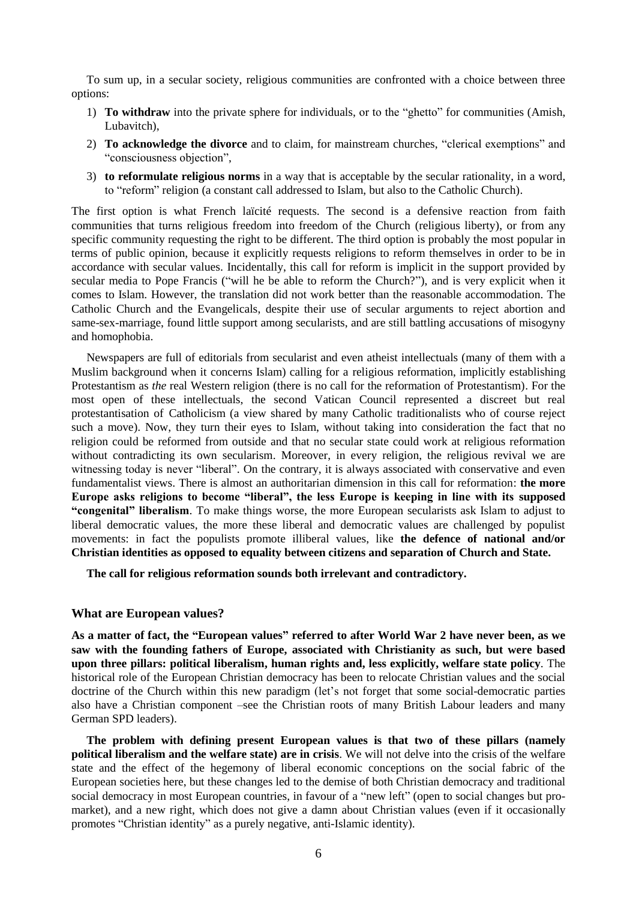To sum up, in a secular society, religious communities are confronted with a choice between three options:

1) **To withdraw** into the private sphere for individuals, or to the "ghetto" for communities (Amish, Lubavitch),
2) **To acknowledge the divorce** and to claim, for mainstream churches, "clerical exemptions" and "consciousness objection",
3) **to reformulate religious norms** in a way that is acceptable by the secular rationality, in a word, to "reform" religion (a constant call addressed to Islam, but also to the Catholic Church).

The first option is what French laïcité requests. The second is a defensive reaction from faith communities that turns religious freedom into freedom of the Church (religious liberty), or from any specific community requesting the right to be different. The third option is probably the most popular in terms of public opinion, because it explicitly requests religions to reform themselves in order to be in accordance with secular values. Incidentally, this call for reform is implicit in the support provided by secular media to Pope Francis ("will he be able to reform the Church?"), and is very explicit when it comes to Islam. However, the translation did not work better than the reasonable accommodation. The Catholic Church and the Evangelicals, despite their use of secular arguments to reject abortion and same-sex-marriage, found little support among secularists, and are still battling accusations of misogyny and homophobia.

Newspapers are full of editorials from secularist and even atheist intellectuals (many of them with a Muslim background when it concerns Islam) calling for a religious reformation, implicitly establishing Protestantism as *the* real Western religion (there is no call for the reformation of Protestantism). For the most open of these intellectuals, the second Vatican Council represented a discreet but real protestantisation of Catholicism (a view shared by many Catholic traditionalists who of course reject such a move). Now, they turn their eyes to Islam, without taking into consideration the fact that no religion could be reformed from outside and that no secular state could work at religious reformation without contradicting its own secularism. Moreover, in every religion, the religious revival we are witnessing today is never "liberal". On the contrary, it is always associated with conservative and even fundamentalist views. There is almost an authoritarian dimension in this call for reformation: **the more Europe asks religions to become "liberal", the less Europe is keeping in line with its supposed "congenital" liberalism**. To make things worse, the more European secularists ask Islam to adjust to liberal democratic values, the more these liberal and democratic values are challenged by populist movements: in fact the populists promote illiberal values, like **the defence of national and/or Christian identities as opposed to equality between citizens and separation of Church and State.**

**The call for religious reformation sounds both irrelevant and contradictory.**

## What are European values?

**As a matter of fact, the "European values" referred to after World War 2 have never been, as we saw with the founding fathers of Europe, associated with Christianity as such, but were based upon three pillars: political liberalism, human rights and, less explicitly, welfare state policy**. The historical role of the European Christian democracy has been to relocate Christian values and the social doctrine of the Church within this new paradigm (let's not forget that some social-democratic parties also have a Christian component –see the Christian roots of many British Labour leaders and many German SPD leaders).

**The problem with defining present European values is that two of these pillars (namely political liberalism and the welfare state) are in crisis**. We will not delve into the crisis of the welfare state and the effect of the hegemony of liberal economic conceptions on the social fabric of the European societies here, but these changes led to the demise of both Christian democracy and traditional social democracy in most European countries, in favour of a "new left" (open to social changes but pro-market), and a new right, which does not give a damn about Christian values (even if it occasionally promotes "Christian identity" as a purely negative, anti-Islamic identity).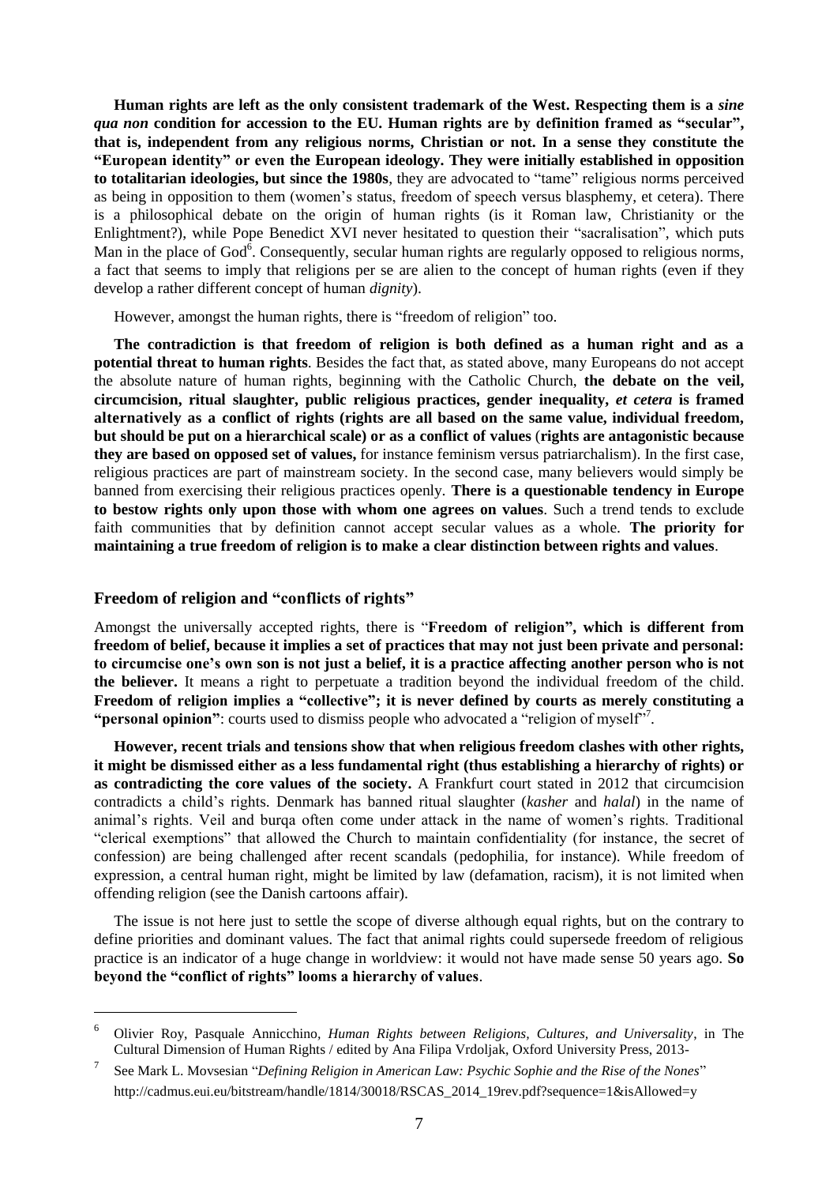**Human rights are left as the only consistent trademark of the West. Respecting them is a *sine qua non* condition for accession to the EU. Human rights are by definition framed as "secular", that is, independent from any religious norms, Christian or not. In a sense they constitute the "European identity" or even the European ideology. They were initially established in opposition to totalitarian ideologies, but since the 1980s**, they are advocated to "tame" religious norms perceived as being in opposition to them (women's status, freedom of speech versus blasphemy, et cetera). There is a philosophical debate on the origin of human rights (is it Roman law, Christianity or the Enlightment?), while Pope Benedict XVI never hesitated to question their "sacralisation", which puts Man in the place of God[6]. Consequently, secular human rights are regularly opposed to religious norms, a fact that seems to imply that religions per se are alien to the concept of human rights (even if they develop a rather different concept of human *dignity*).

However, amongst the human rights, there is "freedom of religion" too.

**The contradiction is that freedom of religion is both defined as a human right and as a potential threat to human rights**. Besides the fact that, as stated above, many Europeans do not accept the absolute nature of human rights, beginning with the Catholic Church, **the debate on the veil, circumcision, ritual slaughter, public religious practices, gender inequality, *et cetera* is framed alternatively as a conflict of rights (rights are all based on the same value, individual freedom, but should be put on a hierarchical scale) or as a conflict of values** (**rights are antagonistic because they are based on opposed set of values,** for instance feminism versus patriarchalism). In the first case, religious practices are part of mainstream society. In the second case, many believers would simply be banned from exercising their religious practices openly. **There is a questionable tendency in Europe to bestow rights only upon those with whom one agrees on values**. Such a trend tends to exclude faith communities that by definition cannot accept secular values as a whole. **The priority for maintaining a true freedom of religion is to make a clear distinction between rights and values**.

## Freedom of religion and "conflicts of rights"

Amongst the universally accepted rights, there is "**Freedom of religion", which is different from freedom of belief, because it implies a set of practices that may not just been private and personal: to circumcise one's own son is not just a belief, it is a practice affecting another person who is not the believer.** It means a right to perpetuate a tradition beyond the individual freedom of the child. **Freedom of religion implies a "collective"; it is never defined by courts as merely constituting a "personal opinion"**: courts used to dismiss people who advocated a "religion of myself"[7].

**However, recent trials and tensions show that when religious freedom clashes with other rights, it might be dismissed either as a less fundamental right (thus establishing a hierarchy of rights) or as contradicting the core values of the society.** A Frankfurt court stated in 2012 that circumcision contradicts a child's rights. Denmark has banned ritual slaughter (*kasher* and *halal*) in the name of animal's rights. Veil and burqa often come under attack in the name of women's rights. Traditional "clerical exemptions" that allowed the Church to maintain confidentiality (for instance, the secret of confession) are being challenged after recent scandals (pedophilia, for instance). While freedom of expression, a central human right, might be limited by law (defamation, racism), it is not limited when offending religion (see the Danish cartoons affair).

The issue is not here just to settle the scope of diverse although equal rights, but on the contrary to define priorities and dominant values. The fact that animal rights could supersede freedom of religious practice is an indicator of a huge change in worldview: it would not have made sense 50 years ago. **So beyond the "conflict of rights" looms a hierarchy of values**.

---

[6] Olivier Roy, Pasquale Annicchino, *Human Rights between Religions, Cultures, and Universality*, in The Cultural Dimension of Human Rights / edited by Ana Filipa Vrdoljak, Oxford University Press, 2013-

[7] See Mark L. Movsesian "*Defining Religion in American Law: Psychic Sophie and the Rise of the Nones*" http://cadmus.eui.eu/bitstream/handle/1814/30018/RSCAS_2014_19rev.pdf?sequence=1&isAllowed=y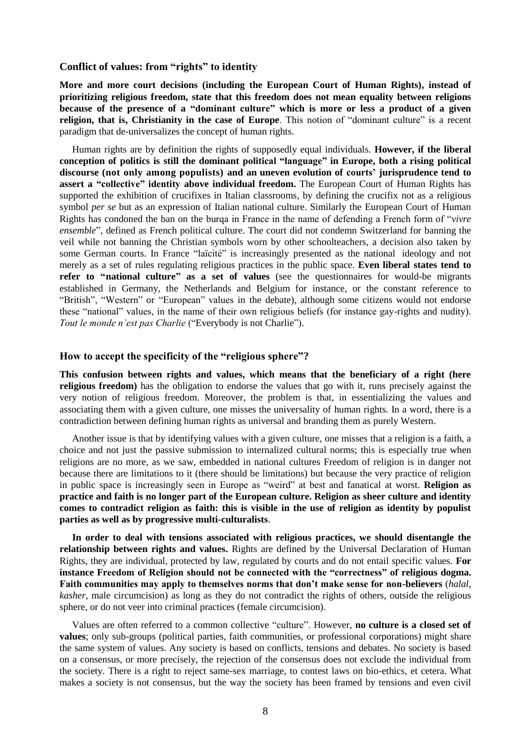### Conflict of values: from "rights" to identity

**More and more court decisions (including the European Court of Human Rights), instead of prioritizing religious freedom, state that this freedom does not mean equality between religions because of the presence of a "dominant culture" which is more or less a product of a given religion, that is, Christianity in the case of Europe**. This notion of "dominant culture" is a recent paradigm that de-universalizes the concept of human rights.

Human rights are by definition the rights of supposedly equal individuals. **However, if the liberal conception of politics is still the dominant political "language" in Europe, both a rising political discourse (not only among populists) and an uneven evolution of courts' jurisprudence tend to assert a "collective" identity above individual freedom.** The European Court of Human Rights has supported the exhibition of crucifixes in Italian classrooms, by defining the crucifix not as a religious symbol *per se* but as an expression of Italian national culture. Similarly the European Court of Human Rights has condoned the ban on the burqa in France in the name of defending a French form of "*vivre ensemble*", defined as French political culture. The court did not condemn Switzerland for banning the veil while not banning the Christian symbols worn by other schoolteachers, a decision also taken by some German courts. In France "laïcité" is increasingly presented as the national ideology and not merely as a set of rules regulating religious practices in the public space. **Even liberal states tend to refer to "national culture" as a set of values** (see the questionnaires for would-be migrants established in Germany, the Netherlands and Belgium for instance, or the constant reference to "British", "Western" or "European" values in the debate), although some citizens would not endorse these "national" values, in the name of their own religious beliefs (for instance gay-rights and nudity). *Tout le monde n'est pas Charlie* ("Everybody is not Charlie").

### How to accept the specificity of the "religious sphere"?

**This confusion between rights and values, which means that the beneficiary of a right (here religious freedom)** has the obligation to endorse the values that go with it, runs precisely against the very notion of religious freedom. Moreover, the problem is that, in essentializing the values and associating them with a given culture, one misses the universality of human rights. In a word, there is a contradiction between defining human rights as universal and branding them as purely Western.

Another issue is that by identifying values with a given culture, one misses that a religion is a faith, a choice and not just the passive submission to internalized cultural norms; this is especially true when religions are no more, as we saw, embedded in national cultures Freedom of religion is in danger not because there are limitations to it (there should be limitations) but because the very practice of religion in public space is increasingly seen in Europe as "weird" at best and fanatical at worst. **Religion as practice and faith is no longer part of the European culture. Religion as sheer culture and identity comes to contradict religion as faith: this is visible in the use of religion as identity by populist parties as well as by progressive multi-culturalists**.

**In order to deal with tensions associated with religious practices, we should disentangle the relationship between rights and values.** Rights are defined by the Universal Declaration of Human Rights, they are individual, protected by law, regulated by courts and do not entail specific values. **For instance Freedom of Religion should not be connected with the "correctness" of religious dogma. Faith communities may apply to themselves norms that don't make sense for non-believers** (*halal*, *kasher*, male circumcision) as long as they do not contradict the rights of others, outside the religious sphere, or do not veer into criminal practices (female circumcision).

Values are often referred to a common collective "culture". However, **no culture is a closed set of values**; only sub-groups (political parties, faith communities, or professional corporations) might share the same system of values. Any society is based on conflicts, tensions and debates. No society is based on a consensus, or more precisely, the rejection of the consensus does not exclude the individual from the society. There is a right to reject same-sex marriage, to contest laws on bio-ethics, et cetera. What makes a society is not consensus, but the way the society has been framed by tensions and even civil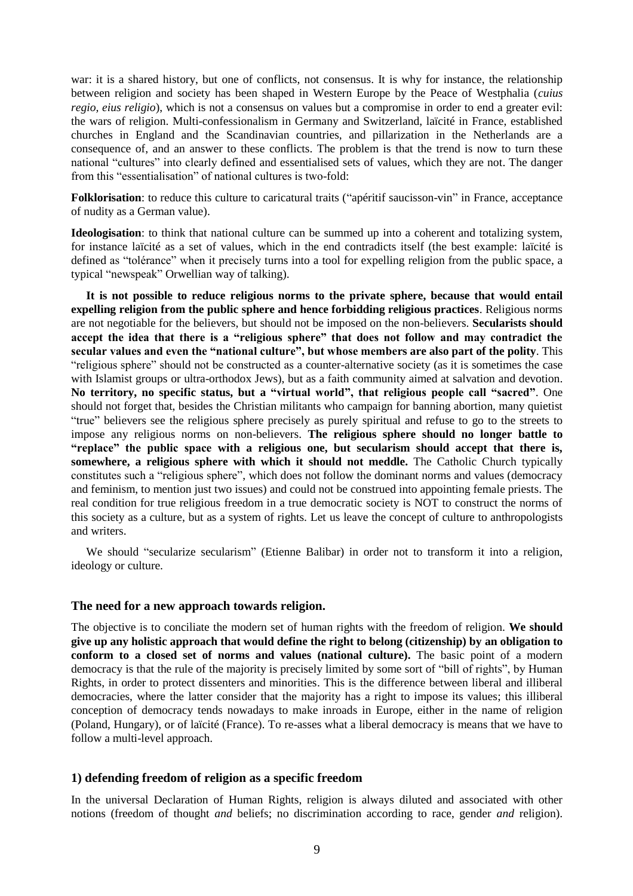war: it is a shared history, but one of conflicts, not consensus. It is why for instance, the relationship between religion and society has been shaped in Western Europe by the Peace of Westphalia (*cuius regio, eius religio*), which is not a consensus on values but a compromise in order to end a greater evil: the wars of religion. Multi-confessionalism in Germany and Switzerland, laïcité in France, established churches in England and the Scandinavian countries, and pillarization in the Netherlands are a consequence of, and an answer to these conflicts. The problem is that the trend is now to turn these national "cultures" into clearly defined and essentialised sets of values, which they are not. The danger from this "essentialisation" of national cultures is two-fold:

**Folklorisation**: to reduce this culture to caricatural traits ("apéritif saucisson-vin" in France, acceptance of nudity as a German value).

**Ideologisation**: to think that national culture can be summed up into a coherent and totalizing system, for instance laïcité as a set of values, which in the end contradicts itself (the best example: laïcité is defined as "tolérance" when it precisely turns into a tool for expelling religion from the public space, a typical "newspeak" Orwellian way of talking).

**It is not possible to reduce religious norms to the private sphere, because that would entail expelling religion from the public sphere and hence forbidding religious practices**. Religious norms are not negotiable for the believers, but should not be imposed on the non-believers. **Secularists should accept the idea that there is a "religious sphere" that does not follow and may contradict the secular values and even the "national culture", but whose members are also part of the polity**. This "religious sphere" should not be constructed as a counter-alternative society (as it is sometimes the case with Islamist groups or ultra-orthodox Jews), but as a faith community aimed at salvation and devotion. **No territory, no specific status, but a "virtual world", that religious people call "sacred"**. One should not forget that, besides the Christian militants who campaign for banning abortion, many quietist "true" believers see the religious sphere precisely as purely spiritual and refuse to go to the streets to impose any religious norms on non-believers. **The religious sphere should no longer battle to "replace" the public space with a religious one, but secularism should accept that there is, somewhere, a religious sphere with which it should not meddle.** The Catholic Church typically constitutes such a "religious sphere", which does not follow the dominant norms and values (democracy and feminism, to mention just two issues) and could not be construed into appointing female priests. The real condition for true religious freedom in a true democratic society is NOT to construct the norms of this society as a culture, but as a system of rights. Let us leave the concept of culture to anthropologists and writers.

We should "secularize secularism" (Etienne Balibar) in order not to transform it into a religion, ideology or culture.

## The need for a new approach towards religion.

The objective is to conciliate the modern set of human rights with the freedom of religion. **We should give up any holistic approach that would define the right to belong (citizenship) by an obligation to conform to a closed set of norms and values (national culture).** The basic point of a modern democracy is that the rule of the majority is precisely limited by some sort of "bill of rights", by Human Rights, in order to protect dissenters and minorities. This is the difference between liberal and illiberal democracies, where the latter consider that the majority has a right to impose its values; this illiberal conception of democracy tends nowadays to make inroads in Europe, either in the name of religion (Poland, Hungary), or of laïcité (France). To re-asses what a liberal democracy is means that we have to follow a multi-level approach.

### 1) defending freedom of religion as a specific freedom

In the universal Declaration of Human Rights, religion is always diluted and associated with other notions (freedom of thought *and* beliefs; no discrimination according to race, gender *and* religion).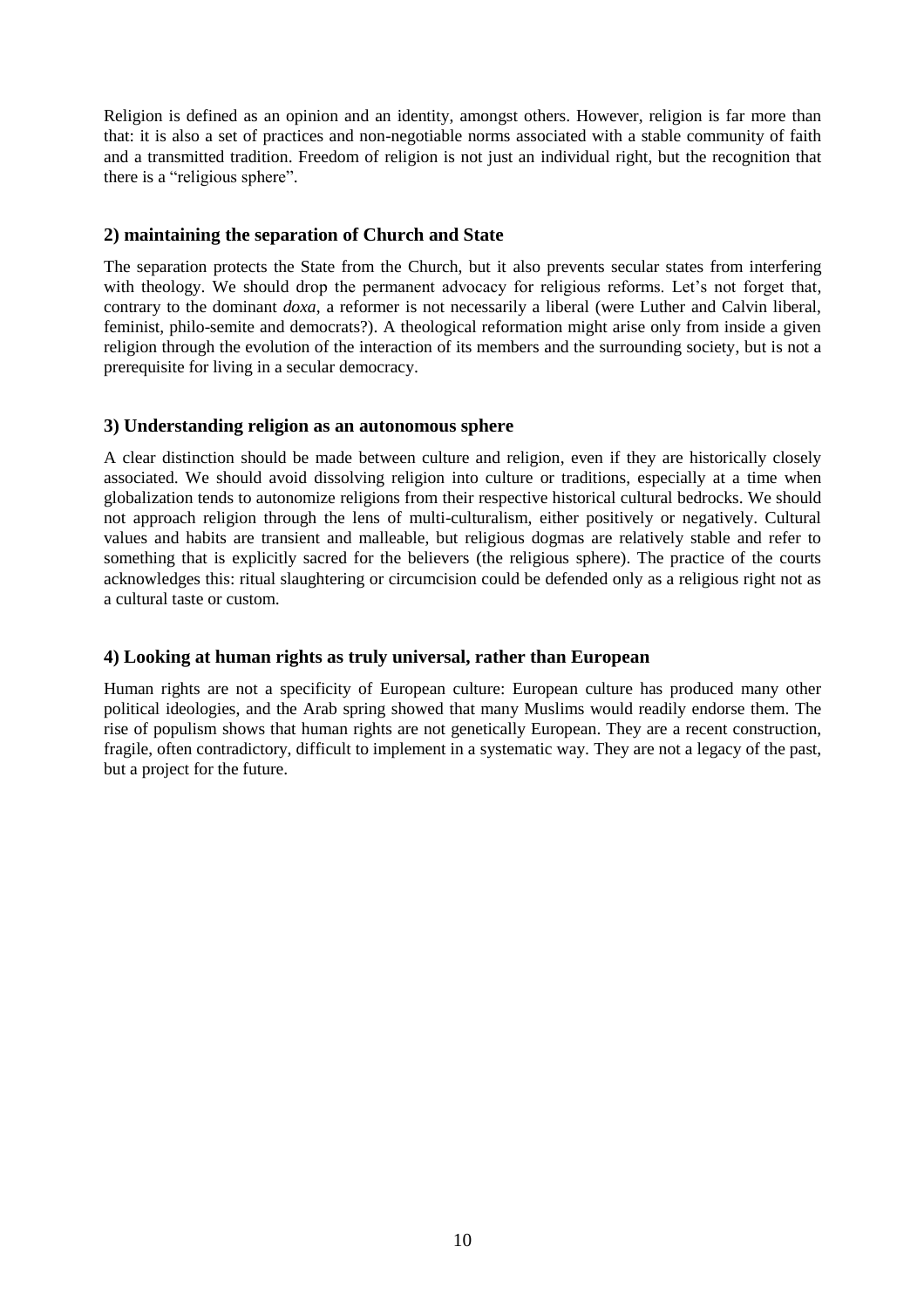Religion is defined as an opinion and an identity, amongst others. However, religion is far more than that: it is also a set of practices and non-negotiable norms associated with a stable community of faith and a transmitted tradition. Freedom of religion is not just an individual right, but the recognition that there is a "religious sphere".

### 2) maintaining the separation of Church and State

The separation protects the State from the Church, but it also prevents secular states from interfering with theology. We should drop the permanent advocacy for religious reforms. Let's not forget that, contrary to the dominant *doxa*, a reformer is not necessarily a liberal (were Luther and Calvin liberal, feminist, philo-semite and democrats?). A theological reformation might arise only from inside a given religion through the evolution of the interaction of its members and the surrounding society, but is not a prerequisite for living in a secular democracy.

### 3) Understanding religion as an autonomous sphere

A clear distinction should be made between culture and religion, even if they are historically closely associated. We should avoid dissolving religion into culture or traditions, especially at a time when globalization tends to autonomize religions from their respective historical cultural bedrocks. We should not approach religion through the lens of multi-culturalism, either positively or negatively. Cultural values and habits are transient and malleable, but religious dogmas are relatively stable and refer to something that is explicitly sacred for the believers (the religious sphere). The practice of the courts acknowledges this: ritual slaughtering or circumcision could be defended only as a religious right not as a cultural taste or custom.

### 4) Looking at human rights as truly universal, rather than European

Human rights are not a specificity of European culture: European culture has produced many other political ideologies, and the Arab spring showed that many Muslims would readily endorse them. The rise of populism shows that human rights are not genetically European. They are a recent construction, fragile, often contradictory, difficult to implement in a systematic way. They are not a legacy of the past, but a project for the future.